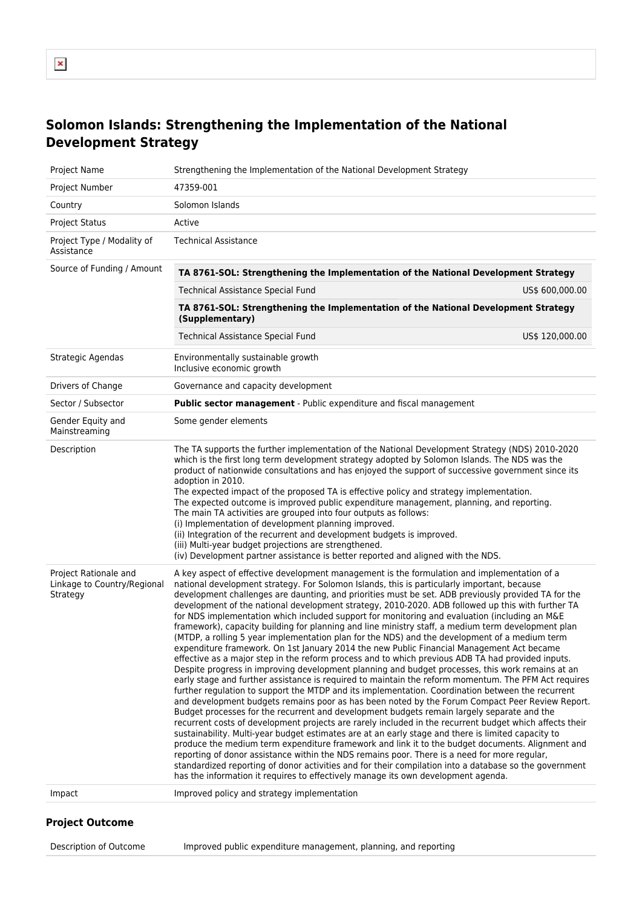# Solomon Islands: Strengthening the Implementation of the National Development Strategy

| | |
|---|---|
| Project Name | Strengthening the Implementation of the National Development Strategy |
| Project Number | 47359-001 |
| Country | Solomon Islands |
| Project Status | Active |
| Project Type / Modality of Assistance | Technical Assistance |
| Source of Funding / Amount | **TA 8761-SOL: Strengthening the Implementation of the National Development Strategy**<br>Technical Assistance Special Fund US$ 600,000.00<br>**TA 8761-SOL: Strengthening the Implementation of the National Development Strategy (Supplementary)**<br>Technical Assistance Special Fund US$ 120,000.00 |
| Strategic Agendas | Environmentally sustainable growth<br>Inclusive economic growth |
| Drivers of Change | Governance and capacity development |
| Sector / Subsector | **Public sector management** - Public expenditure and fiscal management |
| Gender Equity and Mainstreaming | Some gender elements |
| Description | The TA supports the further implementation of the National Development Strategy (NDS) 2010-2020 which is the first long term development strategy adopted by Solomon Islands. The NDS was the product of nationwide consultations and has enjoyed the support of successive government since its adoption in 2010.<br>The expected impact of the proposed TA is effective policy and strategy implementation.<br>The expected outcome is improved public expenditure management, planning, and reporting.<br>The main TA activities are grouped into four outputs as follows:<br>(i) Implementation of development planning improved.<br>(ii) Integration of the recurrent and development budgets is improved.<br>(iii) Multi-year budget projections are strengthened.<br>(iv) Development partner assistance is better reported and aligned with the NDS. |
| Project Rationale and Linkage to Country/Regional Strategy | A key aspect of effective development management is the formulation and implementation of a national development strategy. For Solomon Islands, this is particularly important, because development challenges are daunting, and priorities must be set. ADB previously provided TA for the development of the national development strategy, 2010-2020. ADB followed up this with further TA for NDS implementation which included support for monitoring and evaluation (including an M&E framework), capacity building for planning and line ministry staff, a medium term development plan (MTDP, a rolling 5 year implementation plan for the NDS) and the development of a medium term expenditure framework. On 1st January 2014 the new Public Financial Management Act became effective as a major step in the reform process and to which previous ADB TA had provided inputs. Despite progress in improving development planning and budget processes, this work remains at an early stage and further assistance is required to maintain the reform momentum. The PFM Act requires further regulation to support the MTDP and its implementation. Coordination between the recurrent and development budgets remains poor as has been noted by the Forum Compact Peer Review Report. Budget processes for the recurrent and development budgets remain largely separate and the recurrent costs of development projects are rarely included in the recurrent budget which affects their sustainability. Multi-year budget estimates are at an early stage and there is limited capacity to produce the medium term expenditure framework and link it to the budget documents. Alignment and reporting of donor assistance within the NDS remains poor. There is a need for more regular, standardized reporting of donor activities and for their compilation into a database so the government has the information it requires to effectively manage its own development agenda. |
| Impact | Improved policy and strategy implementation |

## Project Outcome

| | |
|---|---|
| Description of Outcome | Improved public expenditure management, planning, and reporting |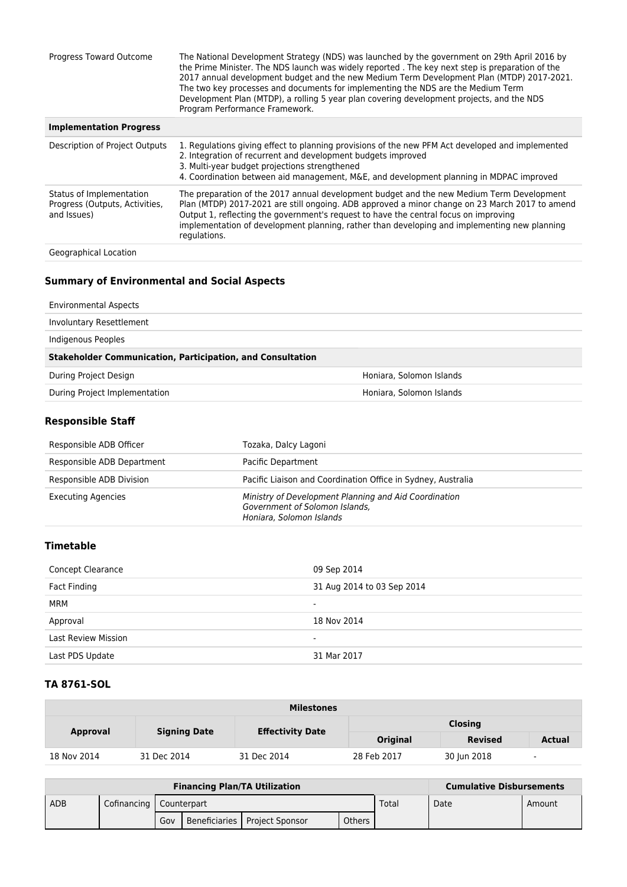| | |
|---|---|
| Progress Toward Outcome | The National Development Strategy (NDS) was launched by the government on 29th April 2016 by the Prime Minister. The NDS launch was widely reported . The key next step is preparation of the 2017 annual development budget and the new Medium Term Development Plan (MTDP) 2017-2021. The two key processes and documents for implementing the NDS are the Medium Term Development Plan (MTDP), a rolling 5 year plan covering development projects, and the NDS Program Performance Framework. |
| **Implementation Progress** | |
| Description of Project Outputs | 1. Regulations giving effect to planning provisions of the new PFM Act developed and implemented<br>2. Integration of recurrent and development budgets improved<br>3. Multi-year budget projections strengthened<br>4. Coordination between aid management, M&E, and development planning in MDPAC improved |
| Status of Implementation Progress (Outputs, Activities, and Issues) | The preparation of the 2017 annual development budget and the new Medium Term Development Plan (MTDP) 2017-2021 are still ongoing. ADB approved a minor change on 23 March 2017 to amend Output 1, reflecting the government's request to have the central focus on improving implementation of development planning, rather than developing and implementing new planning regulations. |
| Geographical Location | |

## Summary of Environmental and Social Aspects

| | |
|---|---|
| Environmental Aspects | |
| Involuntary Resettlement | |
| Indigenous Peoples | |
| **Stakeholder Communication, Participation, and Consultation** | |
| During Project Design | Honiara, Solomon Islands |
| During Project Implementation | Honiara, Solomon Islands |

## Responsible Staff

| | |
|---|---|
| Responsible ADB Officer | Tozaka, Dalcy Lagoni |
| Responsible ADB Department | Pacific Department |
| Responsible ADB Division | Pacific Liaison and Coordination Office in Sydney, Australia |
| Executing Agencies | *Ministry of Development Planning and Aid Coordination<br>Government of Solomon Islands,<br>Honiara, Solomon Islands* |

## Timetable

| | |
|---|---|
| Concept Clearance | 09 Sep 2014 |
| Fact Finding | 31 Aug 2014 to 03 Sep 2014 |
| MRM | - |
| Approval | 18 Nov 2014 |
| Last Review Mission | - |
| Last PDS Update | 31 Mar 2017 |

## TA 8761-SOL

| **Milestones** | | | | | |
|---|---|---|---|---|---|
| **Approval** | **Signing Date** | **Effectivity Date** | **Closing** | | |
| | | | **Original** | **Revised** | **Actual** |
| 18 Nov 2014 | 31 Dec 2014 | 31 Dec 2014 | 28 Feb 2017 | 30 Jun 2018 | - |

| **Financing Plan/TA Utilization** | | | | | | | **Cumulative Disbursements** | |
|---|---|---|---|---|---|---|---|---|
| ADB | Cofinancing | Counterpart | | | | Total | Date | Amount |
| | | Gov | Beneficiaries | Project Sponsor | Others | | | |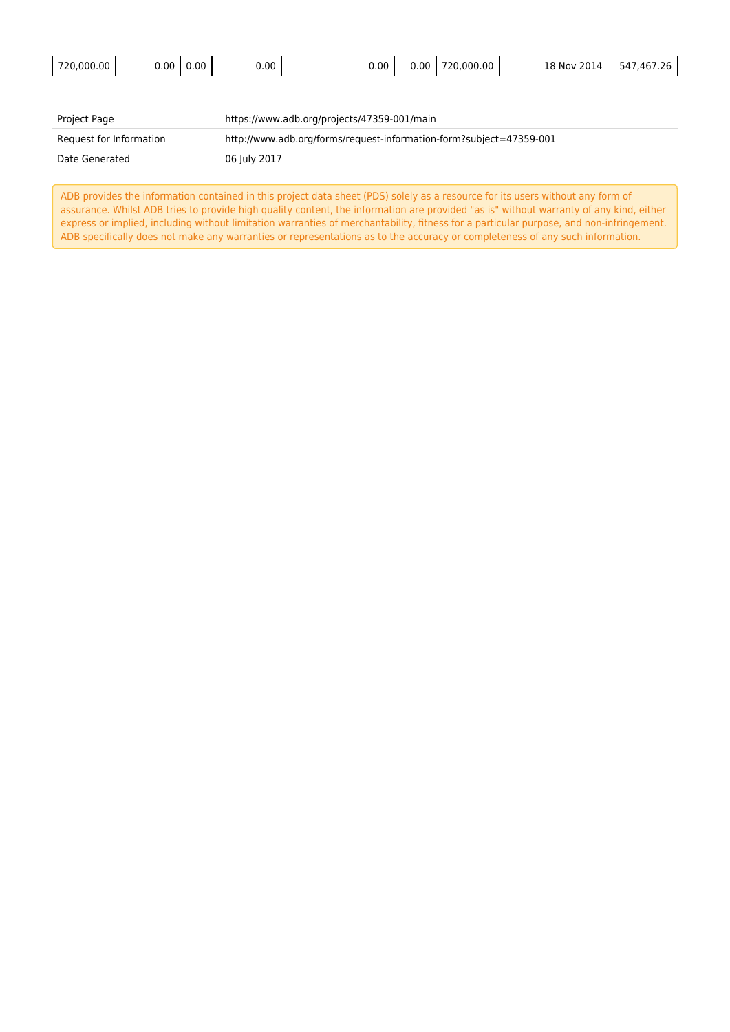| | | | | | | | | |
|---|---|---|---|---|---|---|---|---|
| 720,000.00 | 0.00 | 0.00 | 0.00 | 0.00 | 0.00 | 720,000.00 | 18 Nov 2014 | 547,467.26 |

| | |
|---|---|
| Project Page | https://www.adb.org/projects/47359-001/main |
| Request for Information | http://www.adb.org/forms/request-information-form?subject=47359-001 |
| Date Generated | 06 July 2017 |

ADB provides the information contained in this project data sheet (PDS) solely as a resource for its users without any form of assurance. Whilst ADB tries to provide high quality content, the information are provided "as is" without warranty of any kind, either express or implied, including without limitation warranties of merchantability, fitness for a particular purpose, and non-infringement. ADB specifically does not make any warranties or representations as to the accuracy or completeness of any such information.